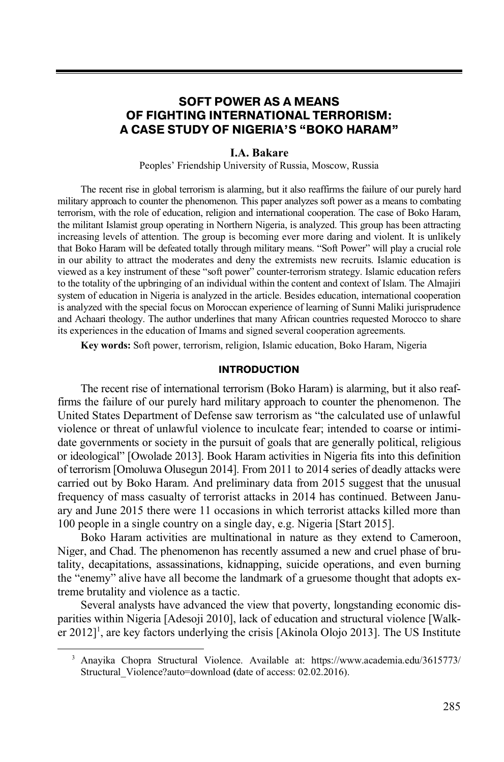# SOFT POWER AS A MEANS OF FIGHTING INTERNATIONAL TERRORISM: A CASE STUDY OF NIGERIA'S "BOKO HARAM"

**I.A. Bakare**

Peoples' Friendship University of Russia, Moscow, Russia

The recent rise in global terrorism is alarming, but it also reaffirms the failure of our purely hard military approach to counter the phenomenon. This paper analyzes soft power as a means to combating terrorism, with the role of education, religion and international cooperation. The case of Boko Haram, the militant Islamist group operating in Northern Nigeria, is analyzed. This group has been attracting increasing levels of attention. The group is becoming ever more daring and violent. It is unlikely that Boko Haram will be defeated totally through military means. "Soft Power" will play a crucial role in our ability to attract the moderates and deny the extremists new recruits. Islamic education is viewed as a key instrument of these "soft power" counter-terrorism strategy. Islamic education refers to the totality of the upbringing of an individual within the content and context of Islam. The Almajiri system of education in Nigeria is analyzed in the article. Besides education, international cooperation is analyzed with the special focus on Moroccan experience of learning of Sunni Maliki jurisprudence and Achaari theology. The author underlines that many African countries requested Morocco to share its experiences in the education of Imams and signed several cooperation agreements.

**Key words:** Soft power, terrorism, religion, Islamic education, Boko Haram, Nigeria

## INTRODUCTION

The recent rise of international terrorism (Boko Haram) is alarming, but it also reaffirms the failure of our purely hard military approach to counter the phenomenon. The United States Department of Defense saw terrorism as "the calculated use of unlawful violence or threat of unlawful violence to inculcate fear; intended to coarse or intimidate governments or society in the pursuit of goals that are generally political, religious or ideological" [Owolade 2013]. Book Haram activities in Nigeria fits into this definition of terrorism [Omoluwa Olusegun 2014]. From 2011 to 2014 series of deadly attacks were carried out by Boko Haram. And preliminary data from 2015 suggest that the unusual frequency of mass casualty of terrorist attacks in 2014 has continued. Between January and June 2015 there were 11 occasions in which terrorist attacks killed more than 100 people in a single country on a single day, e.g. Nigeria [Start 2015].

Boko Haram activities are multinational in nature as they extend to Cameroon, Niger, and Chad. The phenomenon has recently assumed a new and cruel phase of brutality, decapitations, assassinations, kidnapping, suicide operations, and even burning the "enemy" alive have all become the landmark of a gruesome thought that adopts extreme brutality and violence as a tactic.

Several analysts have advanced the view that poverty, longstanding economic disparities within Nigeria [Adesoji 2010], lack of education and structural violence [Walker 2012][1], are key factors underlying the crisis [Akinola Olojo 2013]. The US Institute

---

[3] Anayika Chopra Structural Violence. Available at: https://www.academia.edu/3615773/Structural_Violence?auto=download (date of access: 02.02.2016).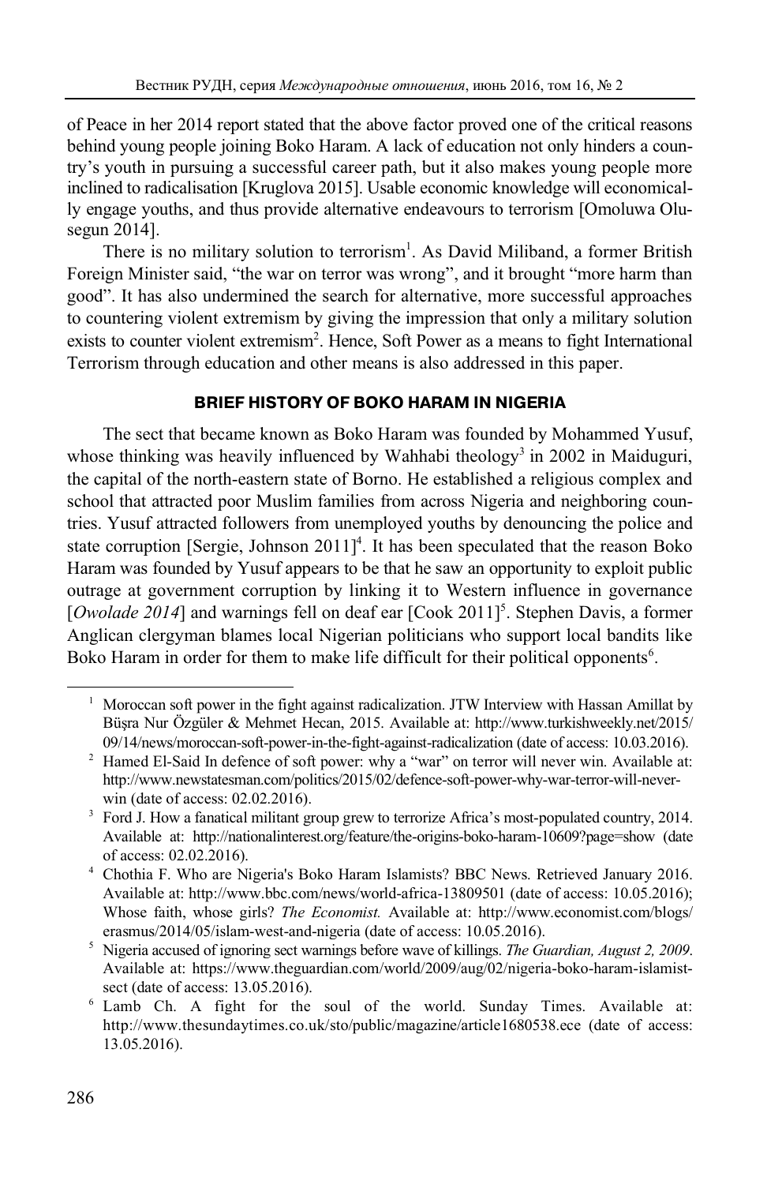of Peace in her 2014 report stated that the above factor proved one of the critical reasons behind young people joining Boko Haram. A lack of education not only hinders a country's youth in pursuing a successful career path, but it also makes young people more inclined to radicalisation [Kruglova 2015]. Usable economic knowledge will economically engage youths, and thus provide alternative endeavours to terrorism [Omoluwa Olusegun 2014].

There is no military solution to terrorism[1]. As David Miliband, a former British Foreign Minister said, "the war on terror was wrong", and it brought "more harm than good". It has also undermined the search for alternative, more successful approaches to countering violent extremism by giving the impression that only a military solution exists to counter violent extremism[2]. Hence, Soft Power as a means to fight International Terrorism through education and other means is also addressed in this paper.

## BRIEF HISTORY OF BOKO HARAM IN NIGERIA

The sect that became known as Boko Haram was founded by Mohammed Yusuf, whose thinking was heavily influenced by Wahhabi theology[3] in 2002 in Maiduguri, the capital of the north-eastern state of Borno. He established a religious complex and school that attracted poor Muslim families from across Nigeria and neighboring countries. Yusuf attracted followers from unemployed youths by denouncing the police and state corruption [Sergie, Johnson 2011][4]. It has been speculated that the reason Boko Haram was founded by Yusuf appears to be that he saw an opportunity to exploit public outrage at government corruption by linking it to Western influence in governance [*Owolade 2014*] and warnings fell on deaf ear [Cook 2011][5]. Stephen Davis, a former Anglican clergyman blames local Nigerian politicians who support local bandits like Boko Haram in order for them to make life difficult for their political opponents[6].

---

[1] Moroccan soft power in the fight against radicalization. JTW Interview with Hassan Amillat by Büşra Nur Özgüler & Mehmet Hecan, 2015. Available at: http://www.turkishweekly.net/2015/09/14/news/moroccan-soft-power-in-the-fight-against-radicalization (date of access: 10.03.2016).

[2] Hamed El-Said In defence of soft power: why a "war" on terror will never win. Available at: http://www.newstatesman.com/politics/2015/02/defence-soft-power-why-war-terror-will-never-win (date of access: 02.02.2016).

[3] Ford J. How a fanatical militant group grew to terrorize Africa's most-populated country, 2014. Available at: http://nationalinterest.org/feature/the-origins-boko-haram-10609?page=show (date of access: 02.02.2016).

[4] Chothia F. Who are Nigeria's Boko Haram Islamists? BBC News. Retrieved January 2016. Available at: http://www.bbc.com/news/world-africa-13809501 (date of access: 10.05.2016); Whose faith, whose girls? *The Economist.* Available at: http://www.economist.com/blogs/erasmus/2014/05/islam-west-and-nigeria (date of access: 10.05.2016).

[5] Nigeria accused of ignoring sect warnings before wave of killings. *The Guardian, August 2, 2009*. Available at: https://www.theguardian.com/world/2009/aug/02/nigeria-boko-haram-islamist-sect (date of access: 13.05.2016).

[6] Lamb Ch. A fight for the soul of the world. Sunday Times. Available at: http://www.thesundaytimes.co.uk/sto/public/magazine/article1680538.ece (date of access: 13.05.2016).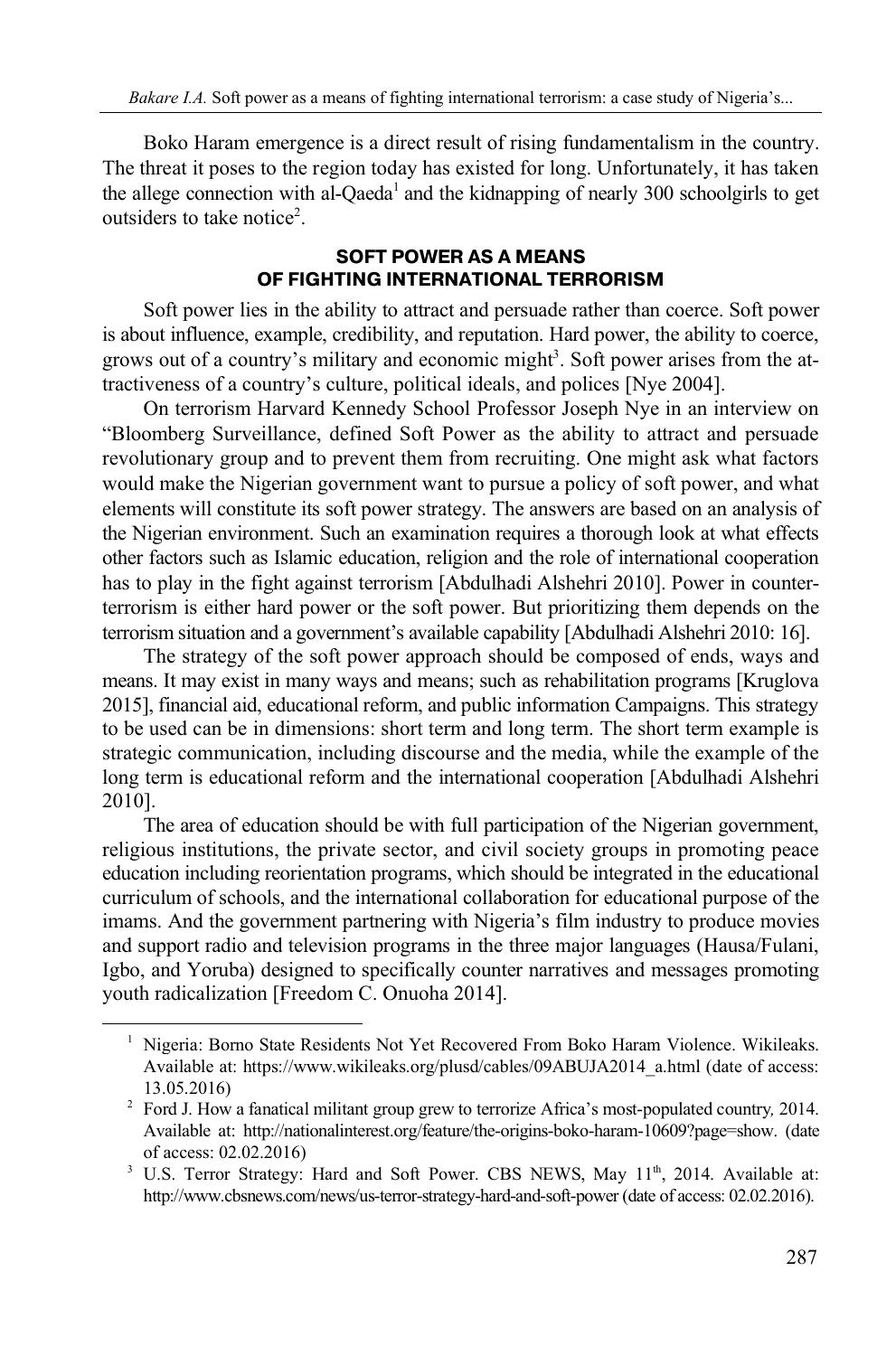Boko Haram emergence is a direct result of rising fundamentalism in the country. The threat it poses to the region today has existed for long. Unfortunately, it has taken the allege connection with al-Qaeda[1] and the kidnapping of nearly 300 schoolgirls to get outsiders to take notice[2].

## SOFT POWER AS A MEANS OF FIGHTING INTERNATIONAL TERRORISM

Soft power lies in the ability to attract and persuade rather than coerce. Soft power is about influence, example, credibility, and reputation. Hard power, the ability to coerce, grows out of a country's military and economic might[3]. Soft power arises from the attractiveness of a country's culture, political ideals, and polices [Nye 2004].

On terrorism Harvard Kennedy School Professor Joseph Nye in an interview on "Bloomberg Surveillance, defined Soft Power as the ability to attract and persuade revolutionary group and to prevent them from recruiting. One might ask what factors would make the Nigerian government want to pursue a policy of soft power, and what elements will constitute its soft power strategy. The answers are based on an analysis of the Nigerian environment. Such an examination requires a thorough look at what effects other factors such as Islamic education, religion and the role of international cooperation has to play in the fight against terrorism [Abdulhadi Alshehri 2010]. Power in counter-terrorism is either hard power or the soft power. But prioritizing them depends on the terrorism situation and a government's available capability [Abdulhadi Alshehri 2010: 16].

The strategy of the soft power approach should be composed of ends, ways and means. It may exist in many ways and means; such as rehabilitation programs [Kruglova 2015], financial aid, educational reform, and public information Campaigns. This strategy to be used can be in dimensions: short term and long term. The short term example is strategic communication, including discourse and the media, while the example of the long term is educational reform and the international cooperation [Abdulhadi Alshehri 2010].

The area of education should be with full participation of the Nigerian government, religious institutions, the private sector, and civil society groups in promoting peace education including reorientation programs, which should be integrated in the educational curriculum of schools, and the international collaboration for educational purpose of the imams. And the government partnering with Nigeria's film industry to produce movies and support radio and television programs in the three major languages (Hausa/Fulani, Igbo, and Yoruba) designed to specifically counter narratives and messages promoting youth radicalization [Freedom C. Onuoha 2014].

---

[1] Nigeria: Borno State Residents Not Yet Recovered From Boko Haram Violence. Wikileaks. Available at: https://www.wikileaks.org/plusd/cables/09ABUJA2014_a.html (date of access: 13.05.2016)

[2] Ford J. How a fanatical militant group grew to terrorize Africa's most-populated country, 2014. Available at: http://nationalinterest.org/feature/the-origins-boko-haram-10609?page=show. (date of access: 02.02.2016)

[3] U.S. Terror Strategy: Hard and Soft Power. CBS NEWS, May 11th, 2014. Available at: http://www.cbsnews.com/news/us-terror-strategy-hard-and-soft-power (date of access: 02.02.2016).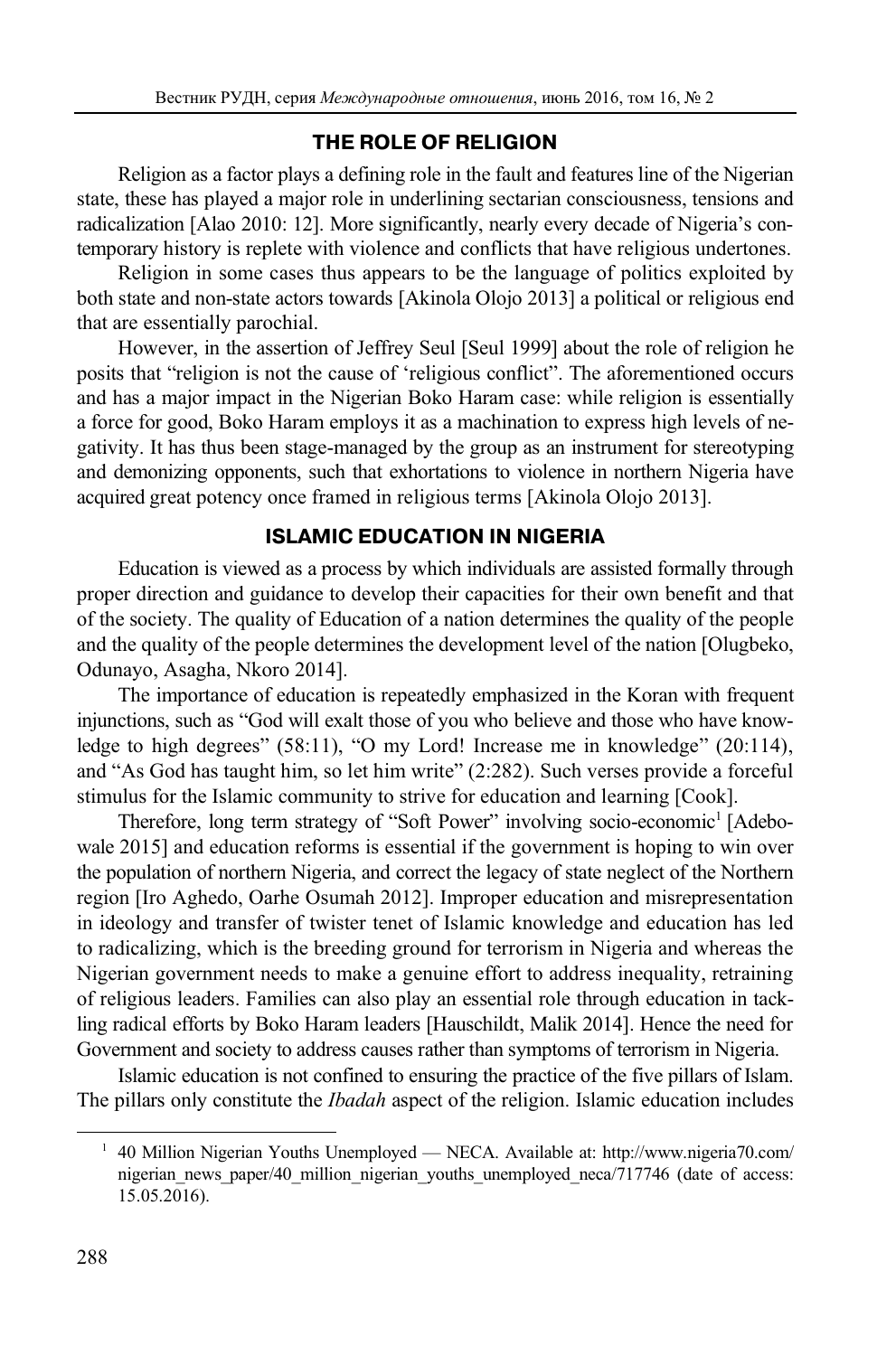## THE ROLE OF RELIGION

Religion as a factor plays a defining role in the fault and features line of the Nigerian state, these has played a major role in underlining sectarian consciousness, tensions and radicalization [Alao 2010: 12]. More significantly, nearly every decade of Nigeria's contemporary history is replete with violence and conflicts that have religious undertones.

Religion in some cases thus appears to be the language of politics exploited by both state and non-state actors towards [Akinola Olojo 2013] a political or religious end that are essentially parochial.

However, in the assertion of Jeffrey Seul [Seul 1999] about the role of religion he posits that "religion is not the cause of 'religious conflict". The aforementioned occurs and has a major impact in the Nigerian Boko Haram case: while religion is essentially a force for good, Boko Haram employs it as a machination to express high levels of negativity. It has thus been stage-managed by the group as an instrument for stereotyping and demonizing opponents, such that exhortations to violence in northern Nigeria have acquired great potency once framed in religious terms [Akinola Olojo 2013].

## ISLAMIC EDUCATION IN NIGERIA

Education is viewed as a process by which individuals are assisted formally through proper direction and guidance to develop their capacities for their own benefit and that of the society. The quality of Education of a nation determines the quality of the people and the quality of the people determines the development level of the nation [Olugbeko, Odunayo, Asagha, Nkoro 2014].

The importance of education is repeatedly emphasized in the Koran with frequent injunctions, such as "God will exalt those of you who believe and those who have knowledge to high degrees" (58:11), "O my Lord! Increase me in knowledge" (20:114), and "As God has taught him, so let him write" (2:282). Such verses provide a forceful stimulus for the Islamic community to strive for education and learning [Cook].

Therefore, long term strategy of "Soft Power" involving socio-economic[1] [Adebowale 2015] and education reforms is essential if the government is hoping to win over the population of northern Nigeria, and correct the legacy of state neglect of the Northern region [Iro Aghedo, Oarhe Osumah 2012]. Improper education and misrepresentation in ideology and transfer of twister tenet of Islamic knowledge and education has led to radicalizing, which is the breeding ground for terrorism in Nigeria and whereas the Nigerian government needs to make a genuine effort to address inequality, retraining of religious leaders. Families can also play an essential role through education in tackling radical efforts by Boko Haram leaders [Hauschildt, Malik 2014]. Hence the need for Government and society to address causes rather than symptoms of terrorism in Nigeria.

Islamic education is not confined to ensuring the practice of the five pillars of Islam. The pillars only constitute the *Ibadah* aspect of the religion. Islamic education includes

[1] 40 Million Nigerian Youths Unemployed — NECA. Available at: http://www.nigeria70.com/nigerian_news_paper/40_million_nigerian_youths_unemployed_neca/717746 (date of access: 15.05.2016).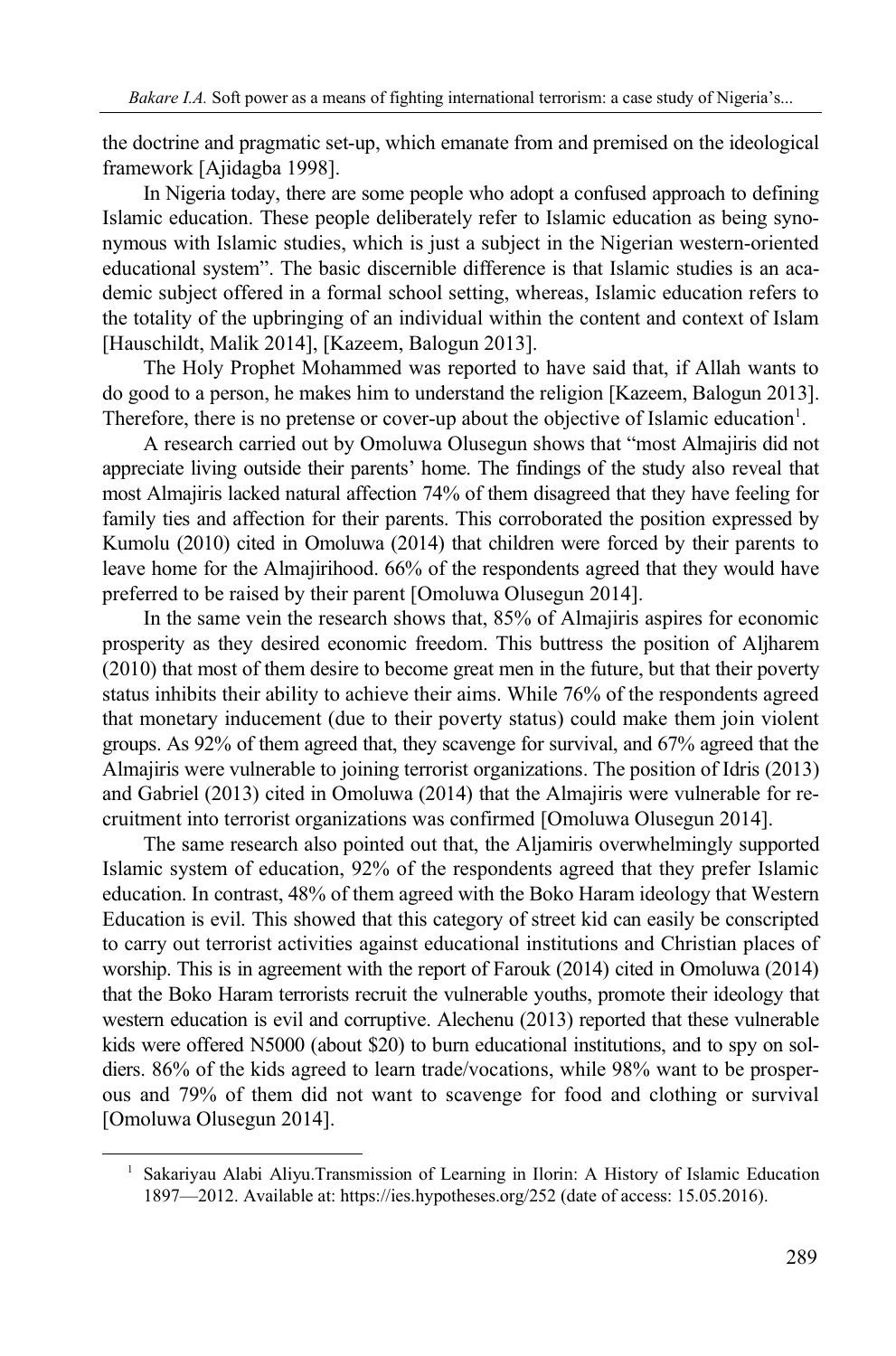the doctrine and pragmatic set-up, which emanate from and premised on the ideological framework [Ajidagba 1998].

In Nigeria today, there are some people who adopt a confused approach to defining Islamic education. These people deliberately refer to Islamic education as being synonymous with Islamic studies, which is just a subject in the Nigerian western-oriented educational system". The basic discernible difference is that Islamic studies is an academic subject offered in a formal school setting, whereas, Islamic education refers to the totality of the upbringing of an individual within the content and context of Islam [Hauschildt, Malik 2014], [Kazeem, Balogun 2013].

The Holy Prophet Mohammed was reported to have said that, if Allah wants to do good to a person, he makes him to understand the religion [Kazeem, Balogun 2013]. Therefore, there is no pretense or cover-up about the objective of Islamic education[1].

A research carried out by Omoluwa Olusegun shows that "most Almajiris did not appreciate living outside their parents' home. The findings of the study also reveal that most Almajiris lacked natural affection 74% of them disagreed that they have feeling for family ties and affection for their parents. This corroborated the position expressed by Kumolu (2010) cited in Omoluwa (2014) that children were forced by their parents to leave home for the Almajirihood. 66% of the respondents agreed that they would have preferred to be raised by their parent [Omoluwa Olusegun 2014].

In the same vein the research shows that, 85% of Almajiris aspires for economic prosperity as they desired economic freedom. This buttress the position of Aljharem (2010) that most of them desire to become great men in the future, but that their poverty status inhibits their ability to achieve their aims. While 76% of the respondents agreed that monetary inducement (due to their poverty status) could make them join violent groups. As 92% of them agreed that, they scavenge for survival, and 67% agreed that the Almajiris were vulnerable to joining terrorist organizations. The position of Idris (2013) and Gabriel (2013) cited in Omoluwa (2014) that the Almajiris were vulnerable for recruitment into terrorist organizations was confirmed [Omoluwa Olusegun 2014].

The same research also pointed out that, the Aljamiris overwhelmingly supported Islamic system of education, 92% of the respondents agreed that they prefer Islamic education. In contrast, 48% of them agreed with the Boko Haram ideology that Western Education is evil. This showed that this category of street kid can easily be conscripted to carry out terrorist activities against educational institutions and Christian places of worship. This is in agreement with the report of Farouk (2014) cited in Omoluwa (2014) that the Boko Haram terrorists recruit the vulnerable youths, promote their ideology that western education is evil and corruptive. Alechenu (2013) reported that these vulnerable kids were offered N5000 (about $20) to burn educational institutions, and to spy on soldiers. 86% of the kids agreed to learn trade/vocations, while 98% want to be prosperous and 79% of them did not want to scavenge for food and clothing or survival [Omoluwa Olusegun 2014].

---

[1] Sakariyau Alabi Aliyu.Transmission of Learning in Ilorin: A History of Islamic Education 1897—2012. Available at: https://ies.hypotheses.org/252 (date of access: 15.05.2016).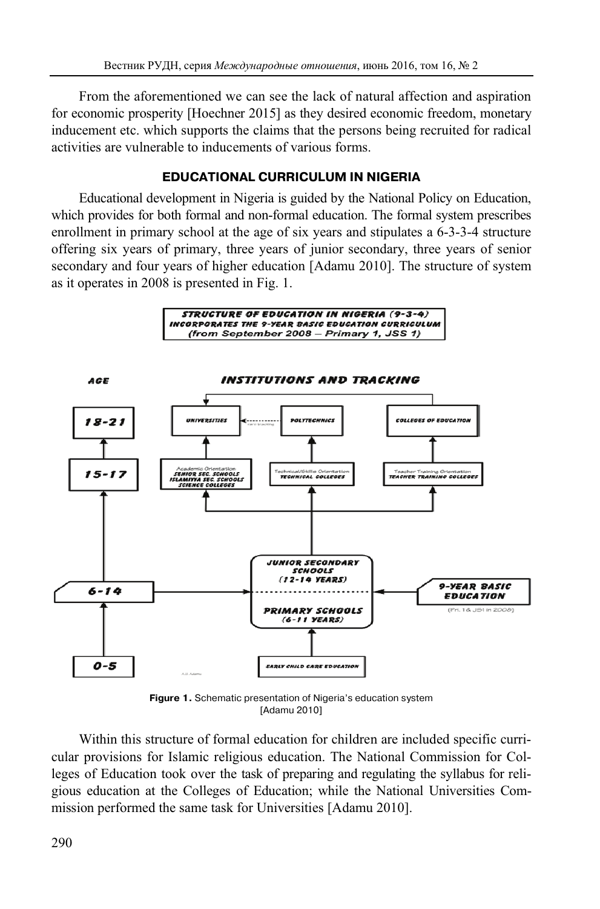From the aforementioned we can see the lack of natural affection and aspiration for economic prosperity [Hoechner 2015] as they desired economic freedom, monetary inducement etc. which supports the claims that the persons being recruited for radical activities are vulnerable to inducements of various forms.

## EDUCATIONAL CURRICULUM IN NIGERIA

Educational development in Nigeria is guided by the National Policy on Education, which provides for both formal and non-formal education. The formal system prescribes enrollment in primary school at the age of six years and stipulates a 6-3-3-4 structure offering six years of primary, three years of junior secondary, three years of senior secondary and four years of higher education [Adamu 2010]. The structure of system as it operates in 2008 is presented in Fig. 1.

STRUCTURE OF EDUCATION IN NIGERIA (9-3-4) INCORPORATES THE 9-YEAR BASIC EDUCATION CURRICULUM (from September 2008 – Primary 1, JSS 1)

AGE | INSTITUTIONS AND TRACKING

18-21: UNIVERSITIES; POLYTECHNICS; COLLEGES OF EDUCATION

15-17: Academic Orientation: SENIOR SEC. SCHOOLS, ISLAMIYYA SEC. SCHOOLS, SCIENCE COLLEGES; Technical/Skills Orientation: TECHNICAL COLLEGES; Teacher Training Orientation: TEACHER TRAINING COLLEGES

6-14: JUNIOR SECONDARY SCHOOLS (12-14 YEARS); PRIMARY SCHOOLS (6-11 YEARS); 9-YEAR BASIC EDUCATION (Pri. 1 & JS1 in 2008)

0-5: EARLY CHILD CARE EDUCATION

**Figure 1.** Schematic presentation of Nigeria's education system [Adamu 2010]

Within this structure of formal education for children are included specific curricular provisions for Islamic religious education. The National Commission for Colleges of Education took over the task of preparing and regulating the syllabus for religious education at the Colleges of Education; while the National Universities Commission performed the same task for Universities [Adamu 2010].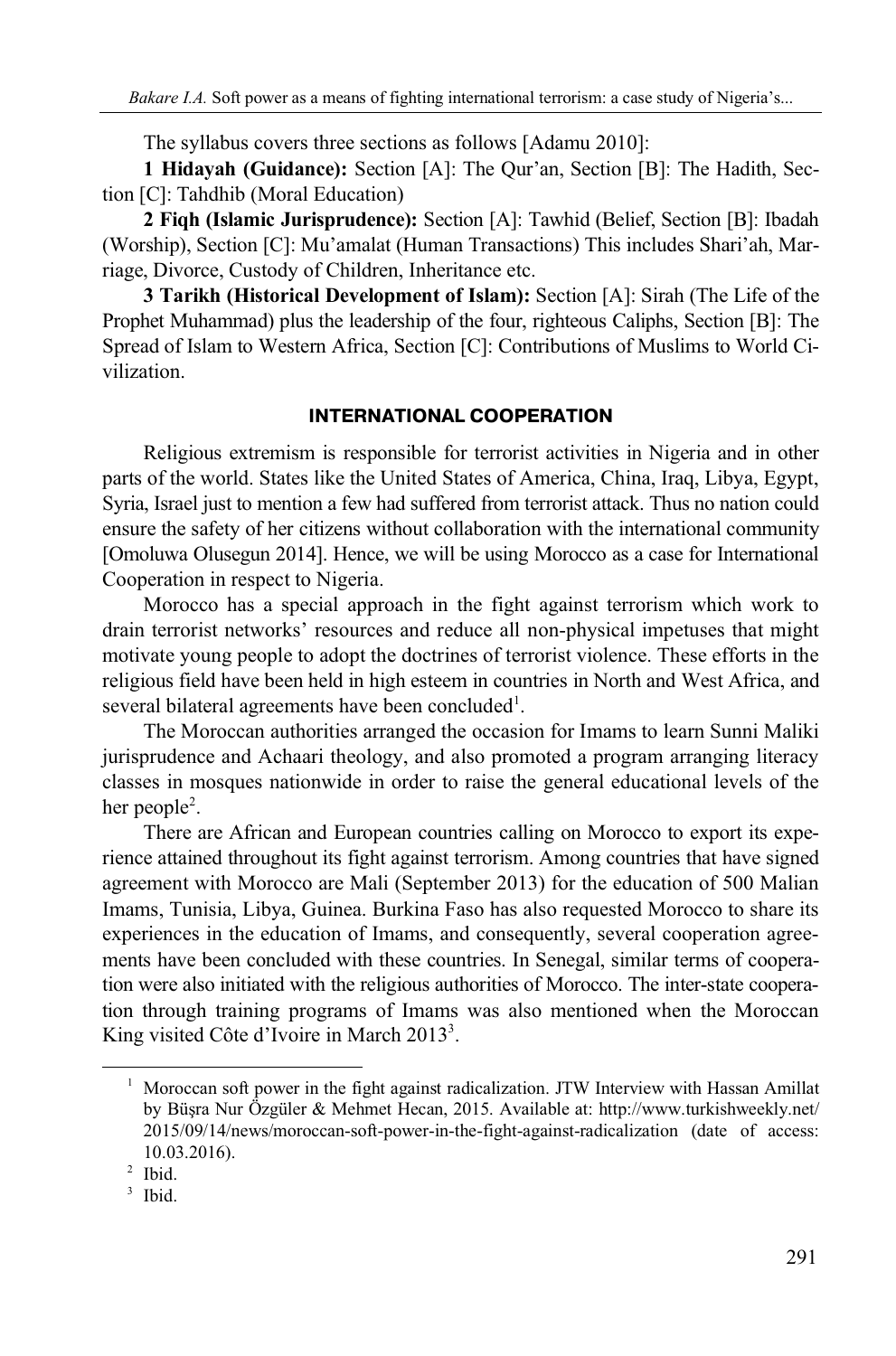The syllabus covers three sections as follows [Adamu 2010]:

**1 Hidayah (Guidance):** Section [A]: The Qur'an, Section [B]: The Hadith, Section [C]: Tahdhib (Moral Education)

**2 Fiqh (Islamic Jurisprudence):** Section [A]: Tawhid (Belief, Section [B]: Ibadah (Worship), Section [C]: Mu'amalat (Human Transactions) This includes Shari'ah, Marriage, Divorce, Custody of Children, Inheritance etc.

**3 Tarikh (Historical Development of Islam):** Section [A]: Sirah (The Life of the Prophet Muhammad) plus the leadership of the four, righteous Caliphs, Section [B]: The Spread of Islam to Western Africa, Section [C]: Contributions of Muslims to World Civilization.

## INTERNATIONAL COOPERATION

Religious extremism is responsible for terrorist activities in Nigeria and in other parts of the world. States like the United States of America, China, Iraq, Libya, Egypt, Syria, Israel just to mention a few had suffered from terrorist attack. Thus no nation could ensure the safety of her citizens without collaboration with the international community [Omoluwa Olusegun 2014]. Hence, we will be using Morocco as a case for International Cooperation in respect to Nigeria.

Morocco has a special approach in the fight against terrorism which work to drain terrorist networks' resources and reduce all non-physical impetuses that might motivate young people to adopt the doctrines of terrorist violence. These efforts in the religious field have been held in high esteem in countries in North and West Africa, and several bilateral agreements have been concluded[1].

The Moroccan authorities arranged the occasion for Imams to learn Sunni Maliki jurisprudence and Achaari theology, and also promoted a program arranging literacy classes in mosques nationwide in order to raise the general educational levels of the her people[2].

There are African and European countries calling on Morocco to export its experience attained throughout its fight against terrorism. Among countries that have signed agreement with Morocco are Mali (September 2013) for the education of 500 Malian Imams, Tunisia, Libya, Guinea. Burkina Faso has also requested Morocco to share its experiences in the education of Imams, and consequently, several cooperation agreements have been concluded with these countries. In Senegal, similar terms of cooperation were also initiated with the religious authorities of Morocco. The inter-state cooperation through training programs of Imams was also mentioned when the Moroccan King visited Côte d'Ivoire in March 2013[3].

---

[1] Moroccan soft power in the fight against radicalization. JTW Interview with Hassan Amillat by Büşra Nur Özgüler & Mehmet Hecan, 2015. Available at: http://www.turkishweekly.net/2015/09/14/news/moroccan-soft-power-in-the-fight-against-radicalization (date of access: 10.03.2016).

[2] Ibid.

[3] Ibid.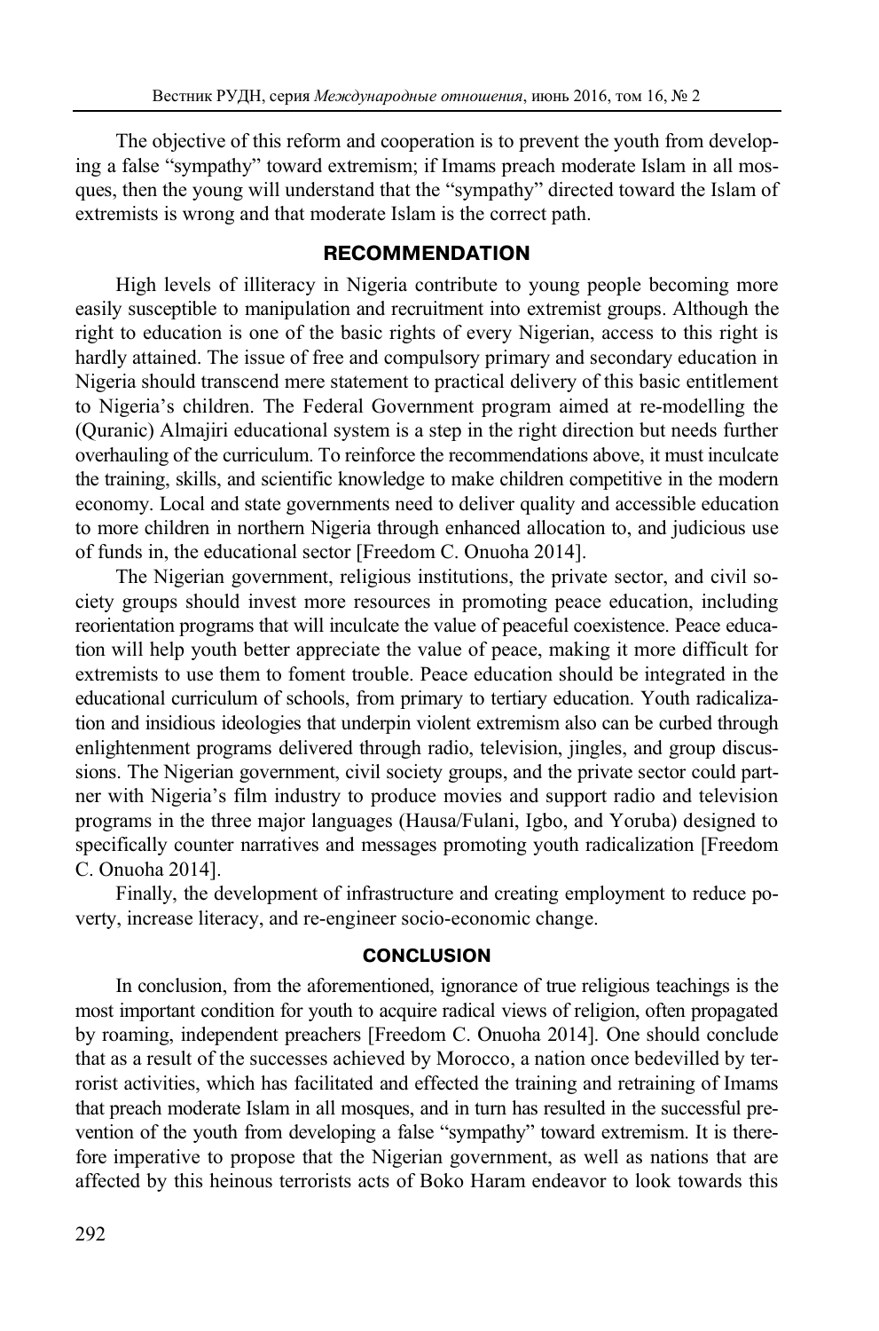The objective of this reform and cooperation is to prevent the youth from developing a false "sympathy" toward extremism; if Imams preach moderate Islam in all mosques, then the young will understand that the "sympathy" directed toward the Islam of extremists is wrong and that moderate Islam is the correct path.

## RECOMMENDATION

High levels of illiteracy in Nigeria contribute to young people becoming more easily susceptible to manipulation and recruitment into extremist groups. Although the right to education is one of the basic rights of every Nigerian, access to this right is hardly attained. The issue of free and compulsory primary and secondary education in Nigeria should transcend mere statement to practical delivery of this basic entitlement to Nigeria's children. The Federal Government program aimed at re-modelling the (Quranic) Almajiri educational system is a step in the right direction but needs further overhauling of the curriculum. To reinforce the recommendations above, it must inculcate the training, skills, and scientific knowledge to make children competitive in the modern economy. Local and state governments need to deliver quality and accessible education to more children in northern Nigeria through enhanced allocation to, and judicious use of funds in, the educational sector [Freedom C. Onuoha 2014].

The Nigerian government, religious institutions, the private sector, and civil society groups should invest more resources in promoting peace education, including reorientation programs that will inculcate the value of peaceful coexistence. Peace education will help youth better appreciate the value of peace, making it more difficult for extremists to use them to foment trouble. Peace education should be integrated in the educational curriculum of schools, from primary to tertiary education. Youth radicalization and insidious ideologies that underpin violent extremism also can be curbed through enlightenment programs delivered through radio, television, jingles, and group discussions. The Nigerian government, civil society groups, and the private sector could partner with Nigeria's film industry to produce movies and support radio and television programs in the three major languages (Hausa/Fulani, Igbo, and Yoruba) designed to specifically counter narratives and messages promoting youth radicalization [Freedom C. Onuoha 2014].

Finally, the development of infrastructure and creating employment to reduce poverty, increase literacy, and re-engineer socio-economic change.

## CONCLUSION

In conclusion, from the aforementioned, ignorance of true religious teachings is the most important condition for youth to acquire radical views of religion, often propagated by roaming, independent preachers [Freedom C. Onuoha 2014]. One should conclude that as a result of the successes achieved by Morocco, a nation once bedevilled by terrorist activities, which has facilitated and effected the training and retraining of Imams that preach moderate Islam in all mosques, and in turn has resulted in the successful prevention of the youth from developing a false "sympathy" toward extremism. It is therefore imperative to propose that the Nigerian government, as well as nations that are affected by this heinous terrorists acts of Boko Haram endeavor to look towards this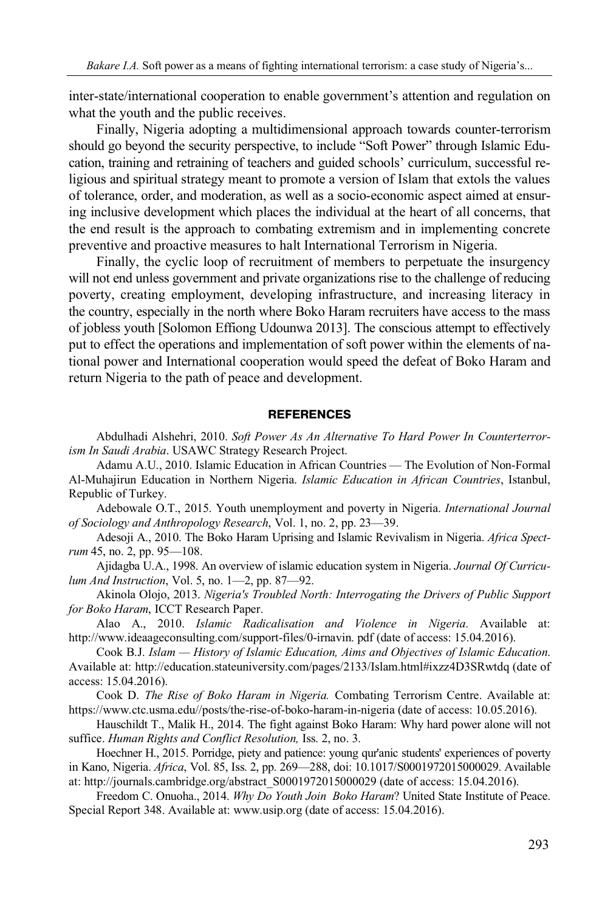inter-state/international cooperation to enable government's attention and regulation on what the youth and the public receives.

Finally, Nigeria adopting a multidimensional approach towards counter-terrorism should go beyond the security perspective, to include "Soft Power" through Islamic Education, training and retraining of teachers and guided schools' curriculum, successful religious and spiritual strategy meant to promote a version of Islam that extols the values of tolerance, order, and moderation, as well as a socio-economic aspect aimed at ensuring inclusive development which places the individual at the heart of all concerns, that the end result is the approach to combating extremism and in implementing concrete preventive and proactive measures to halt International Terrorism in Nigeria.

Finally, the cyclic loop of recruitment of members to perpetuate the insurgency will not end unless government and private organizations rise to the challenge of reducing poverty, creating employment, developing infrastructure, and increasing literacy in the country, especially in the north where Boko Haram recruiters have access to the mass of jobless youth [Solomon Effiong Udounwa 2013]. The conscious attempt to effectively put to effect the operations and implementation of soft power within the elements of national power and International cooperation would speed the defeat of Boko Haram and return Nigeria to the path of peace and development.

## REFERENCES

Abdulhadi Alshehri, 2010. *Soft Power As An Alternative To Hard Power In Counterterrorism In Saudi Arabia*. USAWC Strategy Research Project.

Adamu A.U., 2010. Islamic Education in African Countries — The Evolution of Non-Formal Al-Muhajirun Education in Northern Nigeria. *Islamic Education in African Countries*, Istanbul, Republic of Turkey.

Adebowale O.T., 2015. Youth unemployment and poverty in Nigeria. *International Journal of Sociology and Anthropology Research*, Vol. 1, no. 2, pp. 23—39.

Adesoji A., 2010. The Boko Haram Uprising and Islamic Revivalism in Nigeria. *Africa Spectrum* 45, no. 2, pp. 95—108.

Ajidagba U.A., 1998. An overview of islamic education system in Nigeria. *Journal Of Curriculum And Instruction*, Vol. 5, no. 1—2, pp. 87—92.

Akinola Olojo, 2013. *Nigeria's Troubled North: Interrogating the Drivers of Public Support for Boko Haram*, ICCT Research Paper.

Alao A., 2010. *Islamic Radicalisation and Violence in Nigeria*. Available at: http://www.ideaageconsulting.com/support-files/0-irnavin. pdf (date of access: 15.04.2016).

Cook B.J. *Islam — History of Islamic Education, Aims and Objectives of Islamic Education.* Available at: http://education.stateuniversity.com/pages/2133/Islam.html#ixzz4D3SRwtdq (date of access: 15.04.2016).

Cook D. *The Rise of Boko Haram in Nigeria.* Combating Terrorism Centre. Available at: https://www.ctc.usma.edu//posts/the-rise-of-boko-haram-in-nigeria (date of access: 10.05.2016).

Hauschildt T., Malik H., 2014. The fight against Boko Haram: Why hard power alone will not suffice. *Human Rights and Conflict Resolution,* Iss. 2, no. 3.

Hoechner H., 2015. Porridge, piety and patience: young qur'anic students' experiences of poverty in Kano, Nigeria. *Africa*, Vol. 85, Iss. 2, pp. 269—288, doi: 10.1017/S0001972015000029. Available at: http://journals.cambridge.org/abstract_S0001972015000029 (date of access: 15.04.2016).

Freedom C. Onuoha., 2014. *Why Do Youth Join Boko Haram*? United State Institute of Peace. Special Report 348. Available at: www.usip.org (date of access: 15.04.2016).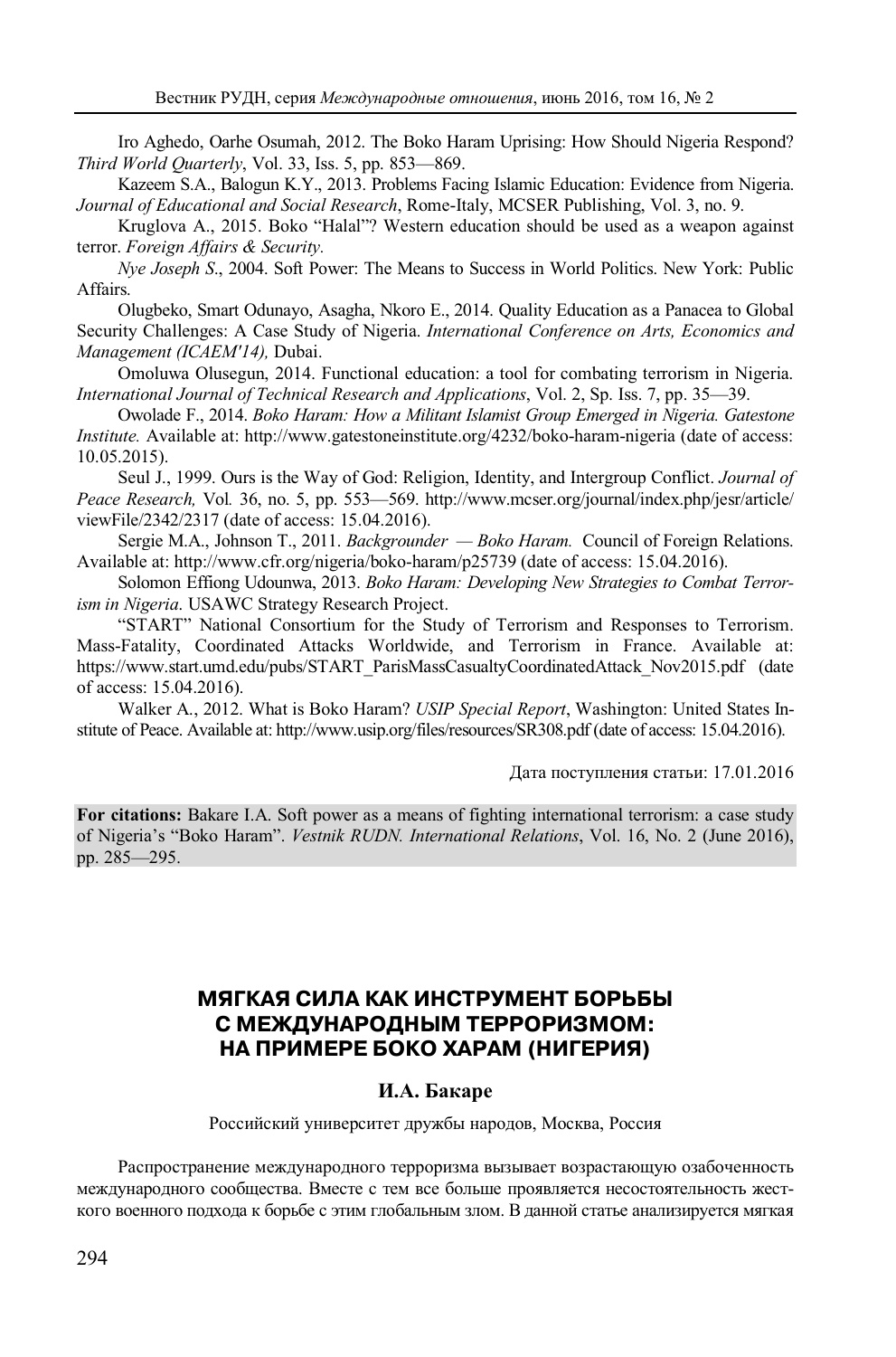Iro Aghedo, Oarhe Osumah, 2012. The Boko Haram Uprising: How Should Nigeria Respond? *Third World Quarterly*, Vol. 33, Iss. 5, pp. 853—869.

Kazeem S.A., Balogun K.Y., 2013. Problems Facing Islamic Education: Evidence from Nigeria. *Journal of Educational and Social Research*, Rome-Italy, MCSER Publishing, Vol. 3, no. 9.

Kruglova A., 2015. Boko “Halal”? Western education should be used as a weapon against terror. *Foreign Affairs & Security.*

*Nye Joseph S*., 2004. Soft Power: The Means to Success in World Politics. New York: Public Affairs.

Olugbeko, Smart Odunayo, Asagha, Nkoro E., 2014. Quality Education as a Panacea to Global Security Challenges: A Case Study of Nigeria. *International Conference on Arts, Economics and Management (ICAEM'14),* Dubai.

Omoluwa Olusegun, 2014. Functional education: a tool for combating terrorism in Nigeria. *International Journal of Technical Research and Applications*, Vol. 2, Sp. Iss. 7, pp. 35—39.

Owolade F., 2014. *Boko Haram: How a Militant Islamist Group Emerged in Nigeria. Gatestone Institute.* Available at: http://www.gatestoneinstitute.org/4232/boko-haram-nigeria (date of access: 10.05.2015).

Seul J., 1999. Ours is the Way of God: Religion, Identity, and Intergroup Conflict. *Journal of Peace Research,* Vol*.* 36, no. 5, pp. 553—569. http://www.mcser.org/journal/index.php/jesr/article/viewFile/2342/2317 (date of access: 15.04.2016).

Sergie M.A., Johnson T., 2011. *Backgrounder — Boko Haram.* Council of Foreign Relations. Available at: http://www.cfr.org/nigeria/boko-haram/p25739 (date of access: 15.04.2016).

Solomon Effiong Udounwa, 2013. *Boko Haram: Developing New Strategies to Combat Terrorism in Nigeria*. USAWC Strategy Research Project.

“START” National Consortium for the Study of Terrorism and Responses to Terrorism. Mass-Fatality, Coordinated Attacks Worldwide, and Terrorism in France. Available at: https://www.start.umd.edu/pubs/START_ParisMassCasualtyCoordinatedAttack_Nov2015.pdf (date of access: 15.04.2016).

Walker A., 2012. What is Boko Haram? *USIP Special Report*, Washington: United States Institute of Peace. Available at: http://www.usip.org/files/resources/SR308.pdf (date of access: 15.04.2016).

Дата поступления статьи: 17.01.2016

**For citations:** Bakare I.A. Soft power as a means of fighting international terrorism: a case study of Nigeria’s “Boko Haram”. *Vestnik RUDN. International Relations*, Vol. 16, No. 2 (June 2016), pp. 285—295.

## МЯГКАЯ СИЛА КАК ИНСТРУМЕНТ БОРЬБЫ С МЕЖДУНАРОДНЫМ ТЕРРОРИЗМОМ: НА ПРИМЕРЕ БОКО ХАРАМ (НИГЕРИЯ)

**И.А. Бакаре**

Российский университет дружбы народов, Москва, Россия

Распространение международного терроризма вызывает возрастающую озабоченность международного сообщества. Вместе с тем все больше проявляется несостоятельность жесткого военного подхода к борьбе с этим глобальным злом. В данной статье анализируется мягкая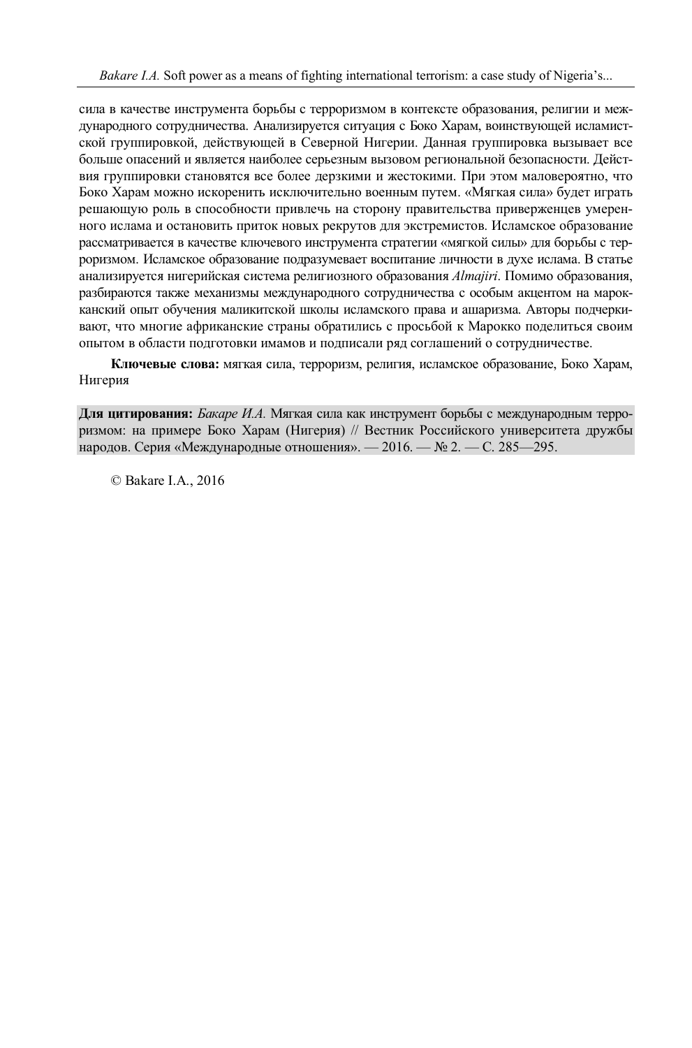сила в качестве инструмента борьбы с терроризмом в контексте образования, религии и международного сотрудничества. Анализируется ситуация с Боко Харам, воинствующей исламистской группировкой, действующей в Северной Нигерии. Данная группировка вызывает все больше опасений и является наиболее серьезным вызовом региональной безопасности. Действия группировки становятся все более дерзкими и жестокими. При этом маловероятно, что Боко Харам можно искоренить исключительно военным путем. «Мягкая сила» будет играть решающую роль в способности привлечь на сторону правительства приверженцев умеренного ислама и остановить приток новых рекрутов для экстремистов. Исламское образование рассматривается в качестве ключевого инструмента стратегии «мягкой силы» для борьбы с терроризмом. Исламское образование подразумевает воспитание личности в духе ислама. В статье анализируется нигерийская система религиозного образования *Almajiri*. Помимо образования, разбираются также механизмы международного сотрудничества с особым акцентом на марокканский опыт обучения маликитской школы исламского права и ашаризма. Авторы подчеркивают, что многие африканские страны обратились с просьбой к Марокко поделиться своим опытом в области подготовки имамов и подписали ряд соглашений о сотрудничестве.

**Ключевые слова:** мягкая сила, терроризм, религия, исламское образование, Боко Харам, Нигерия

**Для цитирования:** *Бакаре И.А.* Мягкая сила как инструмент борьбы с международным терроризмом: на примере Боко Харам (Нигерия) // Вестник Российского университета дружбы народов. Серия «Международные отношения». — 2016. — № 2. — С. 285—295.

© Bakare I.A., 2016